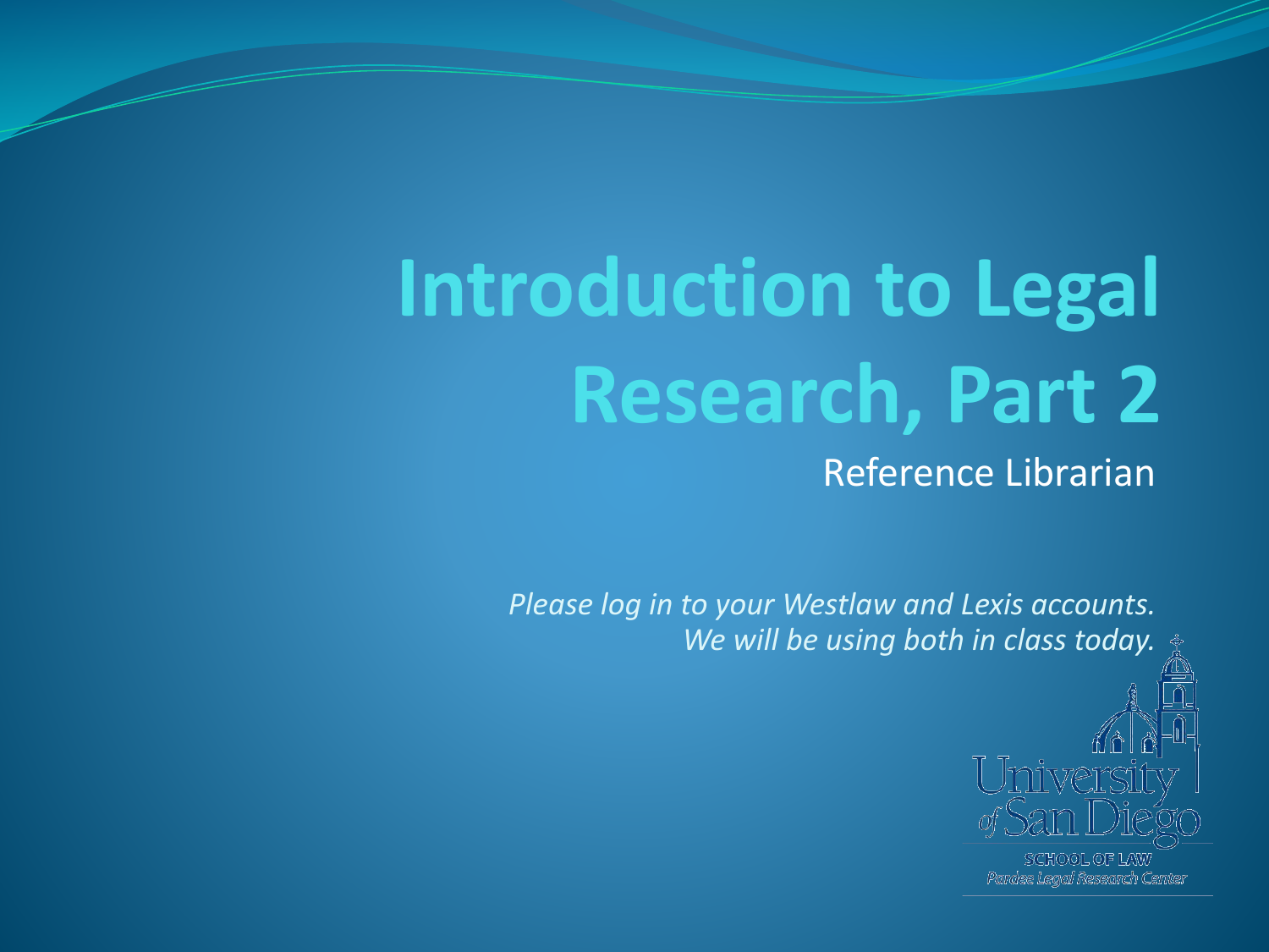# Introduction to Legal Research, Part 2

Reference Librarian

*Please log in to your Westlaw and Lexis accounts. We will be using both in class today.*

University of San Diego
SCHOOL OF LAW
*Pardee Legal Research Center*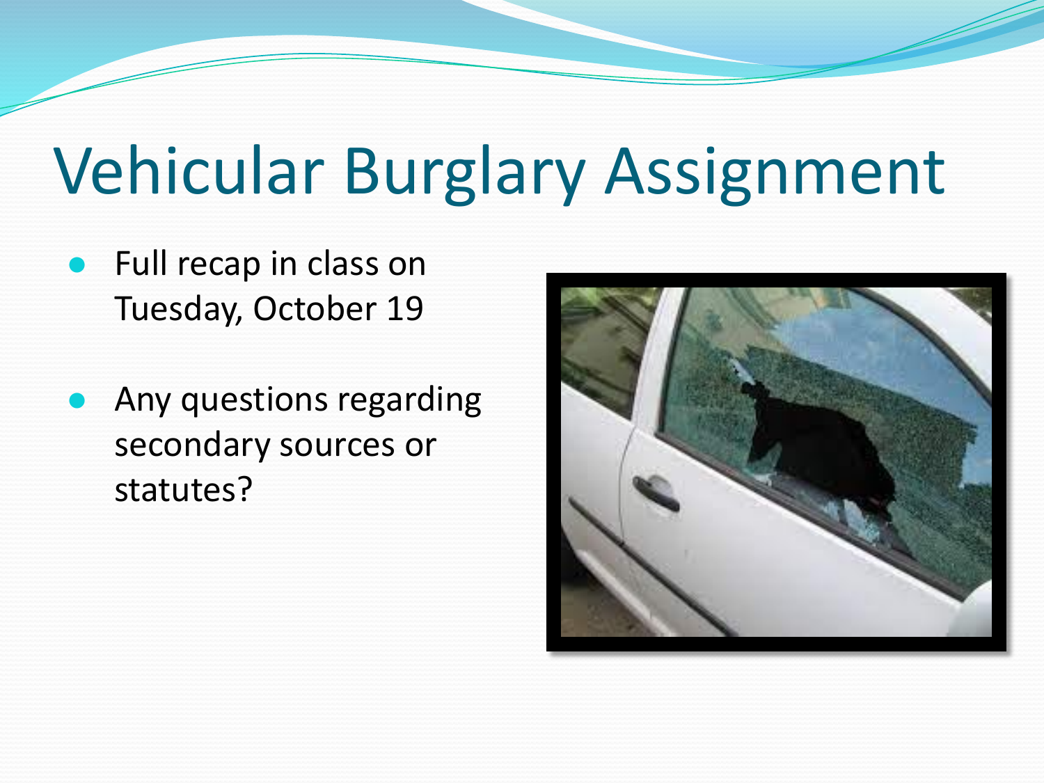# Vehicular Burglary Assignment

- Full recap in class on Tuesday, October 19
- Any questions regarding secondary sources or statutes?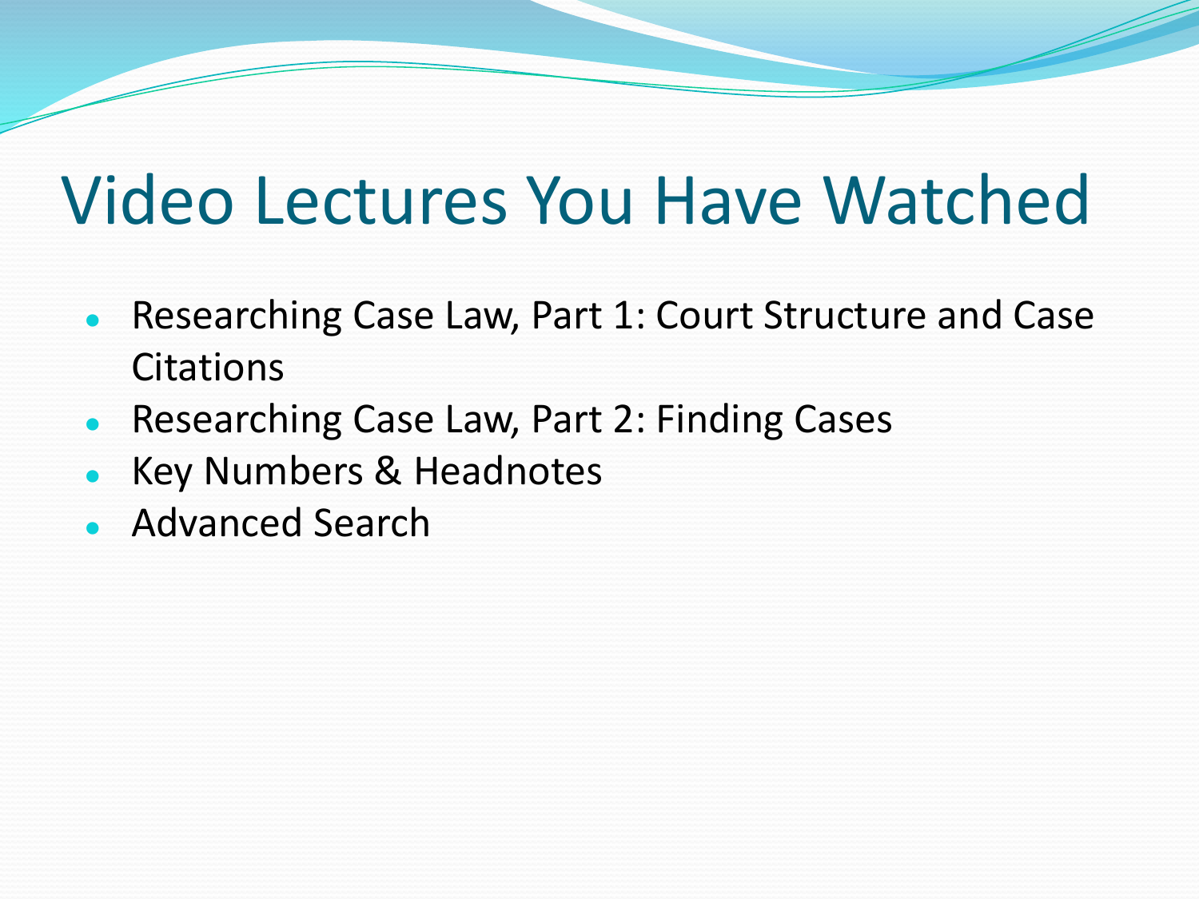# Video Lectures You Have Watched

- Researching Case Law, Part 1: Court Structure and Case Citations
- Researching Case Law, Part 2: Finding Cases
- Key Numbers & Headnotes
- Advanced Search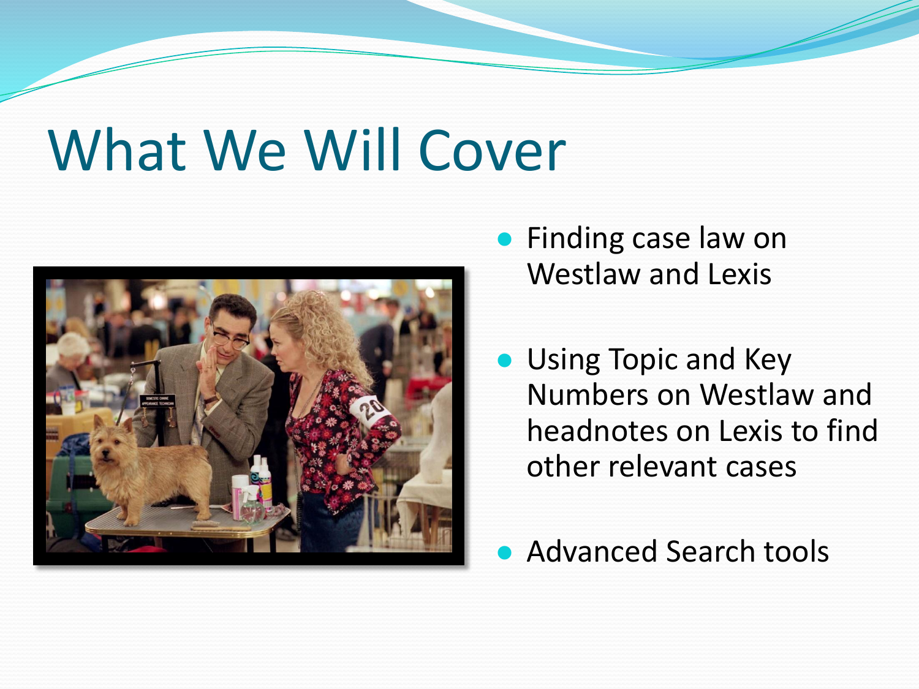# What We Will Cover

- Finding case law on Westlaw and Lexis
- Using Topic and Key Numbers on Westlaw and headnotes on Lexis to find other relevant cases
- Advanced Search tools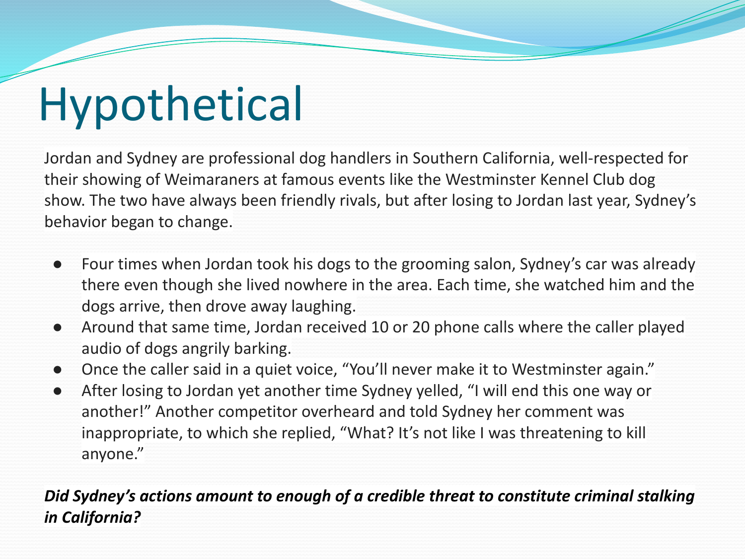# Hypothetical

Jordan and Sydney are professional dog handlers in Southern California, well-respected for their showing of Weimaraners at famous events like the Westminster Kennel Club dog show. The two have always been friendly rivals, but after losing to Jordan last year, Sydney's behavior began to change.

- Four times when Jordan took his dogs to the grooming salon, Sydney's car was already there even though she lived nowhere in the area. Each time, she watched him and the dogs arrive, then drove away laughing.
- Around that same time, Jordan received 10 or 20 phone calls where the caller played audio of dogs angrily barking.
- Once the caller said in a quiet voice, "You'll never make it to Westminster again."
- After losing to Jordan yet another time Sydney yelled, "I will end this one way or another!" Another competitor overheard and told Sydney her comment was inappropriate, to which she replied, "What? It's not like I was threatening to kill anyone."

***Did Sydney's actions amount to enough of a credible threat to constitute criminal stalking in California?***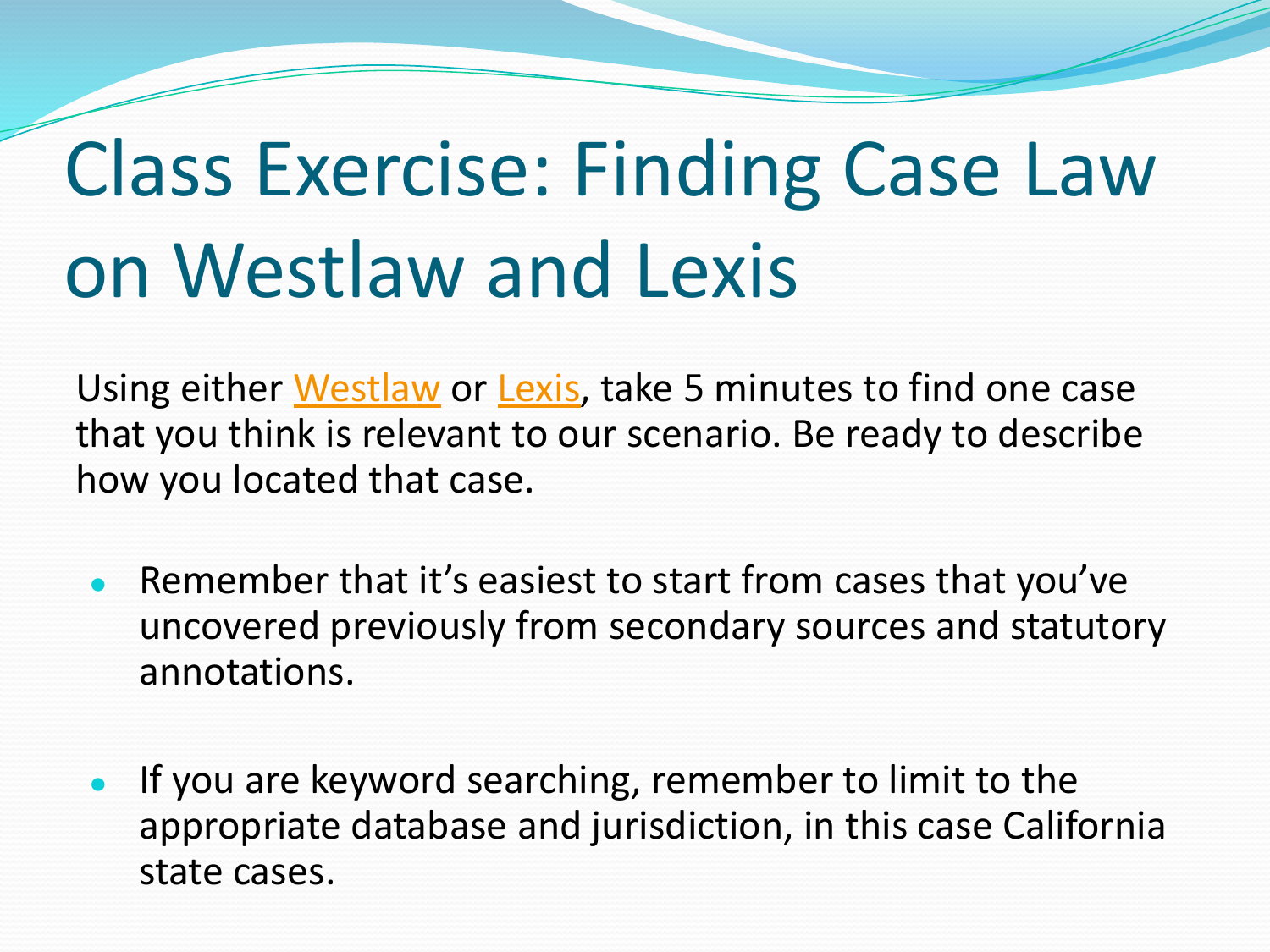# Class Exercise: Finding Case Law on Westlaw and Lexis

Using either Westlaw or Lexis, take 5 minutes to find one case that you think is relevant to our scenario. Be ready to describe how you located that case.

- Remember that it's easiest to start from cases that you've uncovered previously from secondary sources and statutory annotations.
- If you are keyword searching, remember to limit to the appropriate database and jurisdiction, in this case California state cases.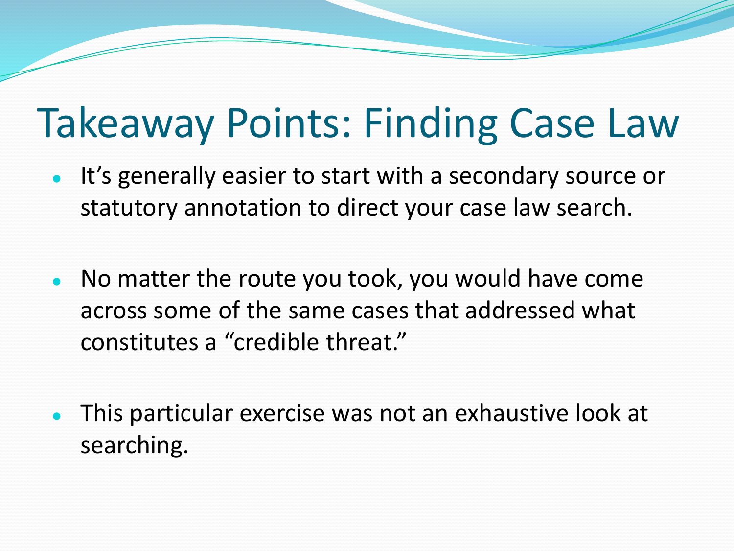# Takeaway Points: Finding Case Law

- It's generally easier to start with a secondary source or statutory annotation to direct your case law search.
- No matter the route you took, you would have come across some of the same cases that addressed what constitutes a "credible threat."
- This particular exercise was not an exhaustive look at searching.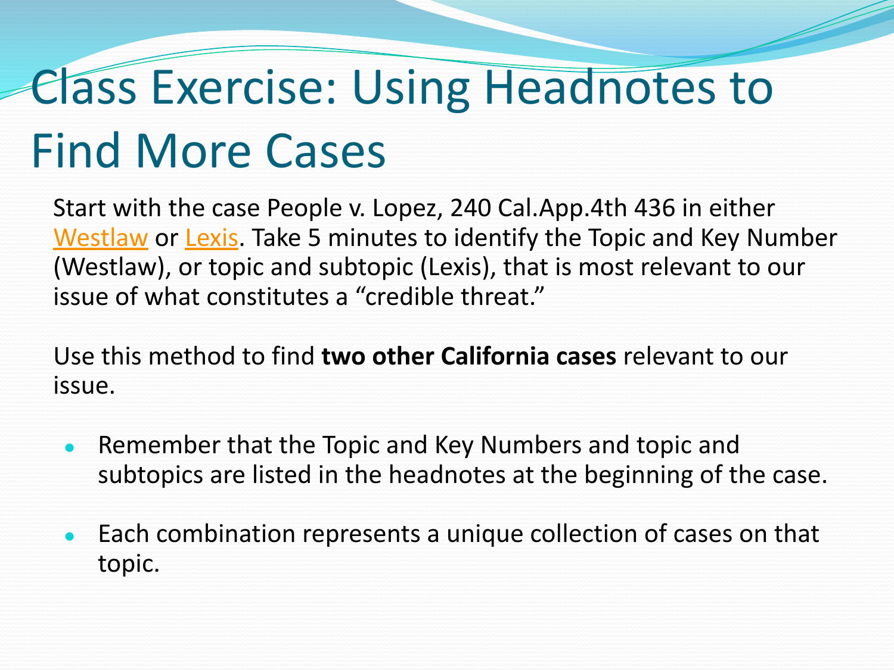# Class Exercise: Using Headnotes to Find More Cases

Start with the case People v. Lopez, 240 Cal.App.4th 436 in either Westlaw or Lexis. Take 5 minutes to identify the Topic and Key Number (Westlaw), or topic and subtopic (Lexis), that is most relevant to our issue of what constitutes a "credible threat."

Use this method to find **two other California cases** relevant to our issue.

- Remember that the Topic and Key Numbers and topic and subtopics are listed in the headnotes at the beginning of the case.
- Each combination represents a unique collection of cases on that topic.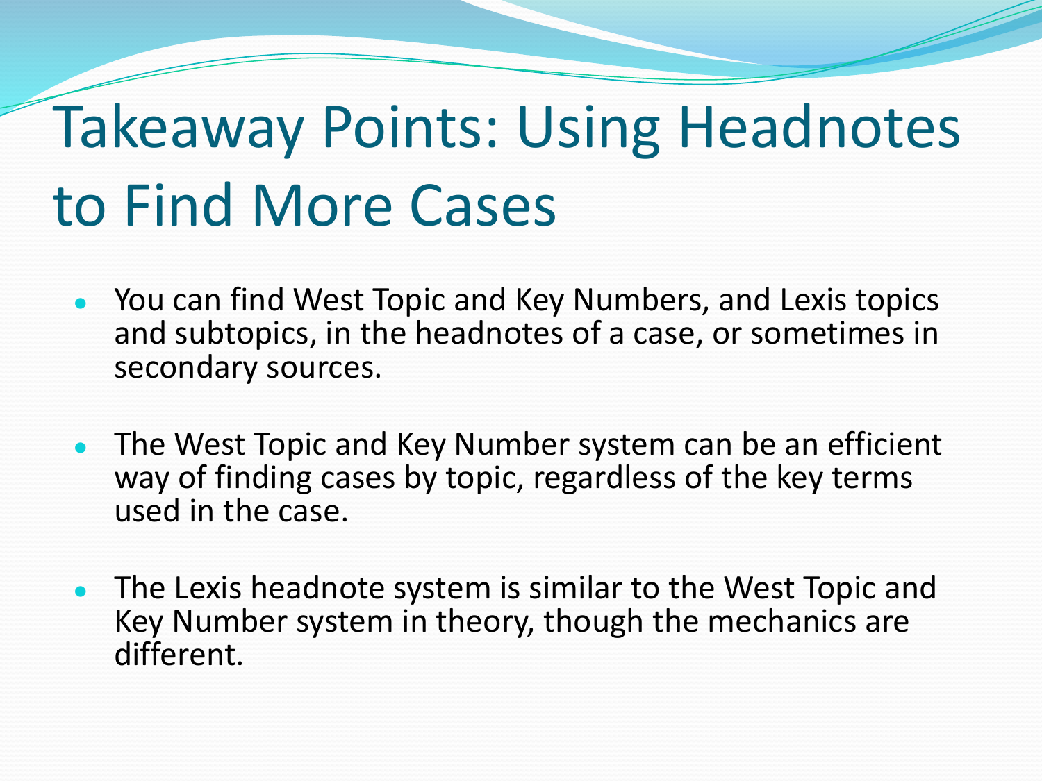# Takeaway Points: Using Headnotes to Find More Cases

- You can find West Topic and Key Numbers, and Lexis topics and subtopics, in the headnotes of a case, or sometimes in secondary sources.
- The West Topic and Key Number system can be an efficient way of finding cases by topic, regardless of the key terms used in the case.
- The Lexis headnote system is similar to the West Topic and Key Number system in theory, though the mechanics are different.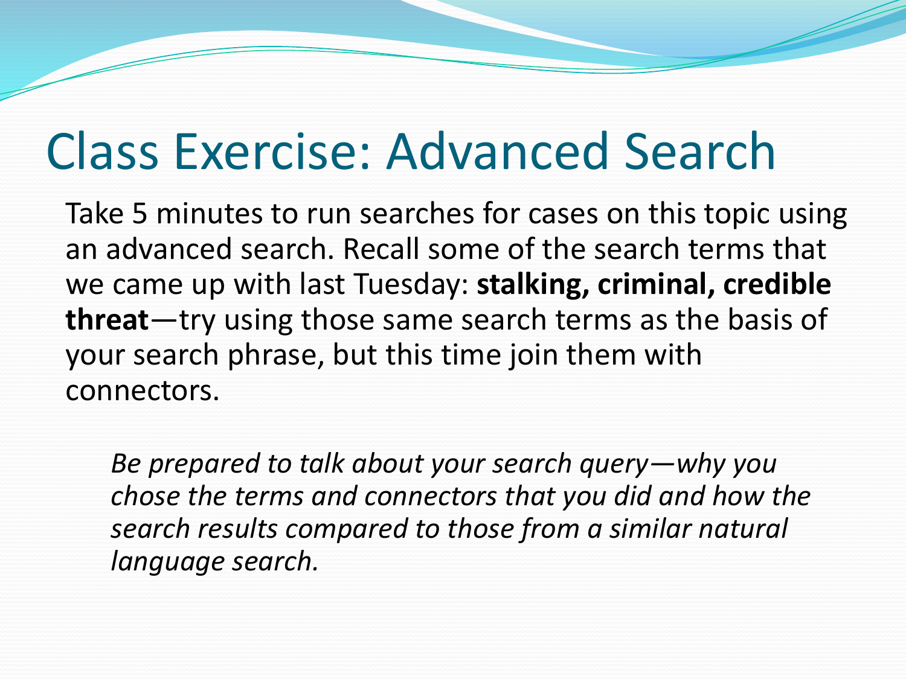# Class Exercise: Advanced Search

Take 5 minutes to run searches for cases on this topic using an advanced search. Recall some of the search terms that we came up with last Tuesday: **stalking, criminal, credible threat**—try using those same search terms as the basis of your search phrase, but this time join them with connectors.

*Be prepared to talk about your search query—why you chose the terms and connectors that you did and how the search results compared to those from a similar natural language search.*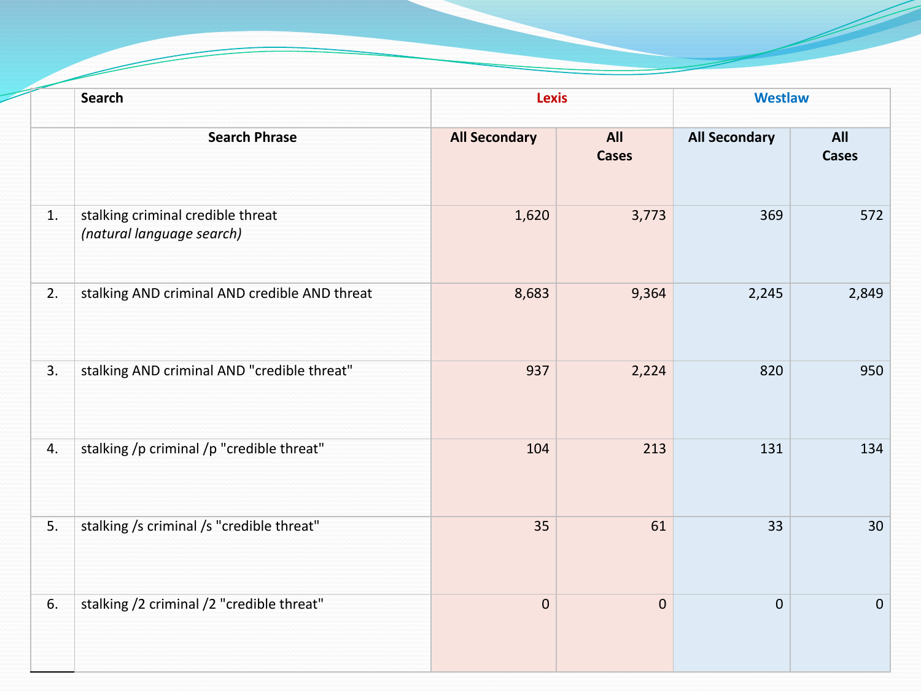| | Search | Lexis | | Westlaw | |
|---|---|---|---|---|---|
| | **Search Phrase** | **All Secondary** | **All Cases** | **All Secondary** | **All Cases** |
| 1. | stalking criminal credible threat *(natural language search)* | 1,620 | 3,773 | 369 | 572 |
| 2. | stalking AND criminal AND credible AND threat | 8,683 | 9,364 | 2,245 | 2,849 |
| 3. | stalking AND criminal AND "credible threat" | 937 | 2,224 | 820 | 950 |
| 4. | stalking /p criminal /p "credible threat" | 104 | 213 | 131 | 134 |
| 5. | stalking /s criminal /s "credible threat" | 35 | 61 | 33 | 30 |
| 6. | stalking /2 criminal /2 "credible threat" | 0 | 0 | 0 | 0 |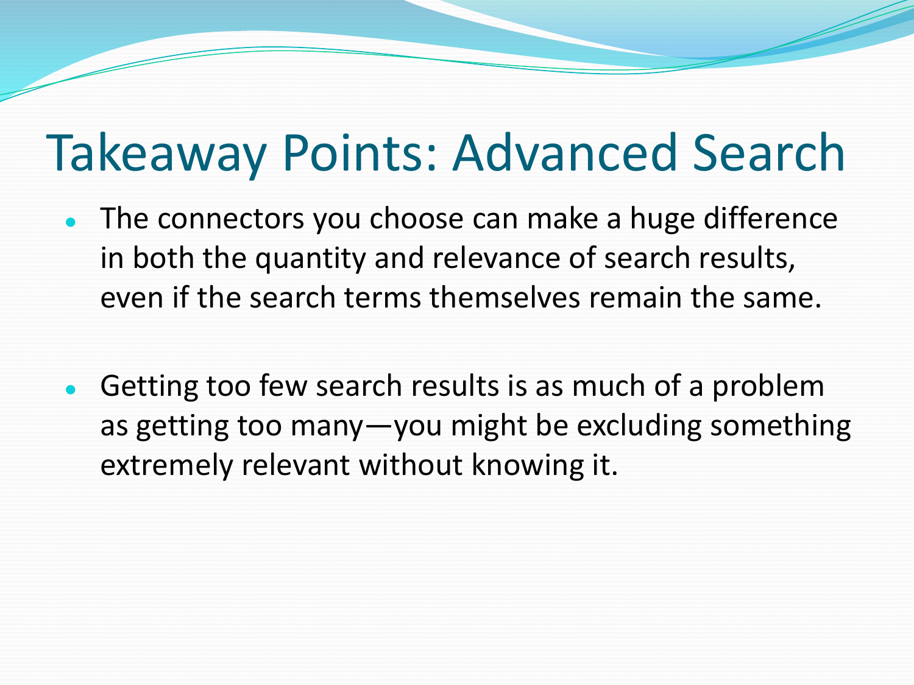# Takeaway Points: Advanced Search

- The connectors you choose can make a huge difference in both the quantity and relevance of search results, even if the search terms themselves remain the same.

- Getting too few search results is as much of a problem as getting too many—you might be excluding something extremely relevant without knowing it.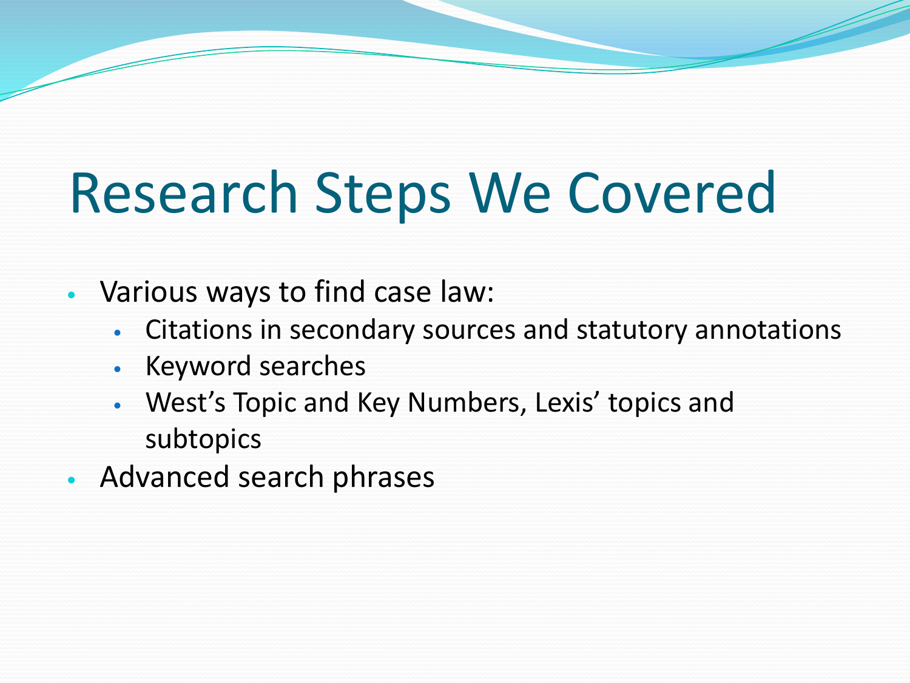# Research Steps We Covered

- Various ways to find case law:
  - Citations in secondary sources and statutory annotations
  - Keyword searches
  - West's Topic and Key Numbers, Lexis' topics and subtopics
- Advanced search phrases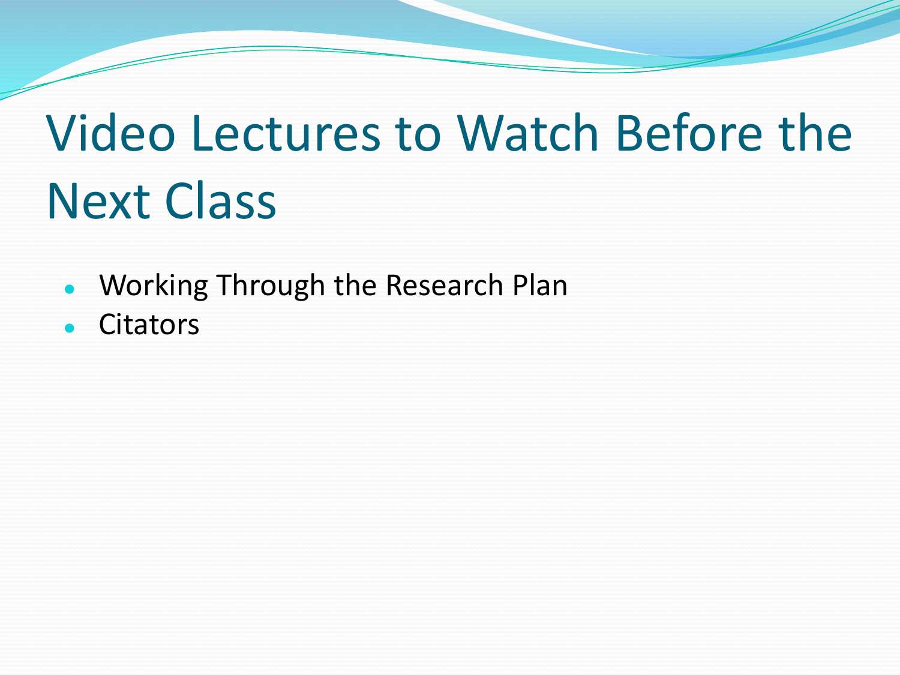# Video Lectures to Watch Before the Next Class

- Working Through the Research Plan
- Citators